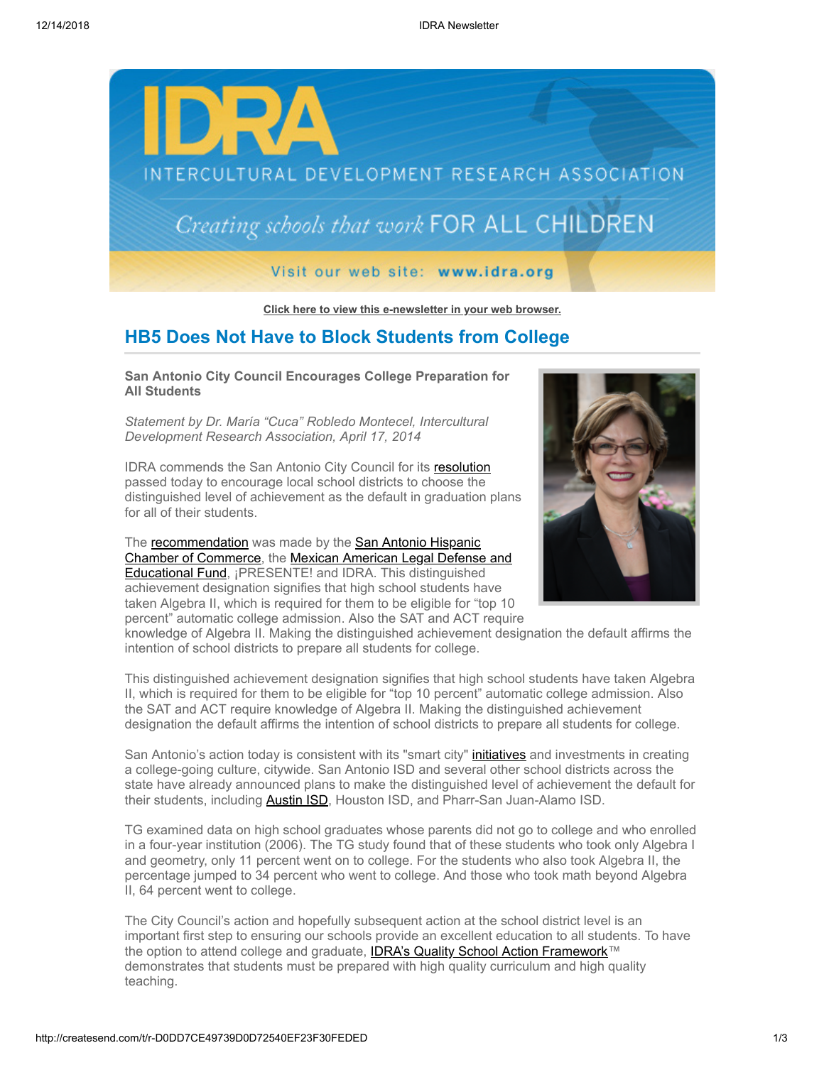# HB5 Does Not Have to Block Students from College

**San Antonio City Council Encourages College Preparation for All Students**

*Statement by Dr. María "Cuca" Robledo Montecel, Intercultural Development Research Association, April 17, 2014*

IDRA commends the San Antonio City Council for its resolution passed today to encourage local school districts to choose the distinguished level of achievement as the default in graduation plans for all of their students.

The recommendation was made by the San Antonio Hispanic Chamber of Commerce, the Mexican American Legal Defense and Educational Fund, ¡PRESENTE! and IDRA. This distinguished achievement designation signifies that high school students have taken Algebra II, which is required for them to be eligible for "top 10 percent" automatic college admission. Also the SAT and ACT require knowledge of Algebra II. Making the distinguished achievement designation the default affirms the intention of school districts to prepare all students for college.

This distinguished achievement designation signifies that high school students have taken Algebra II, which is required for them to be eligible for "top 10 percent" automatic college admission. Also the SAT and ACT require knowledge of Algebra II. Making the distinguished achievement designation the default affirms the intention of school districts to prepare all students for college.

San Antonio's action today is consistent with its "smart city" initiatives and investments in creating a college-going culture, citywide. San Antonio ISD and several other school districts across the state have already announced plans to make the distinguished level of achievement the default for their students, including Austin ISD, Houston ISD, and Pharr-San Juan-Alamo ISD.

TG examined data on high school graduates whose parents did not go to college and who enrolled in a four-year institution (2006). The TG study found that of these students who took only Algebra I and geometry, only 11 percent went on to college. For the students who also took Algebra II, the percentage jumped to 34 percent who went to college. And those who took math beyond Algebra II, 64 percent went to college.

The City Council's action and hopefully subsequent action at the school district level is an important first step to ensuring our schools provide an excellent education to all students. To have the option to attend college and graduate, IDRA's Quality School Action Framework™ demonstrates that students must be prepared with high quality curriculum and high quality teaching.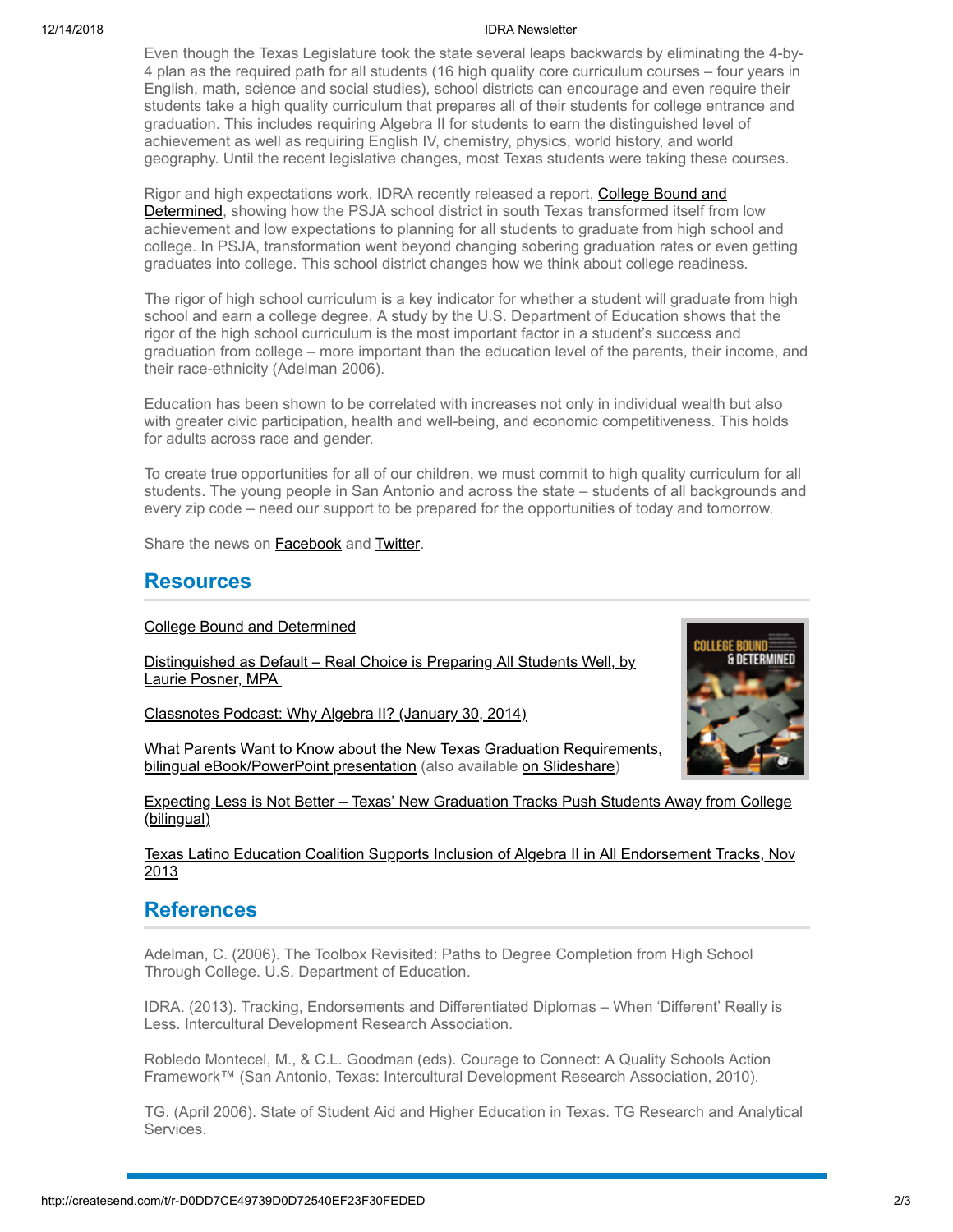Even though the Texas Legislature took the state several leaps backwards by eliminating the 4-by-4 plan as the required path for all students (16 high quality core curriculum courses – four years in English, math, science and social studies), school districts can encourage and even require their students take a high quality curriculum that prepares all of their students for college entrance and graduation. This includes requiring Algebra II for students to earn the distinguished level of achievement as well as requiring English IV, chemistry, physics, world history, and world geography. Until the recent legislative changes, most Texas students were taking these courses.

Rigor and high expectations work. IDRA recently released a report, College Bound and Determined, showing how the PSJA school district in south Texas transformed itself from low achievement and low expectations to planning for all students to graduate from high school and college. In PSJA, transformation went beyond changing sobering graduation rates or even getting graduates into college. This school district changes how we think about college readiness.

The rigor of high school curriculum is a key indicator for whether a student will graduate from high school and earn a college degree. A study by the U.S. Department of Education shows that the rigor of the high school curriculum is the most important factor in a student's success and graduation from college – more important than the education level of the parents, their income, and their race-ethnicity (Adelman 2006).

Education has been shown to be correlated with increases not only in individual wealth but also with greater civic participation, health and well-being, and economic competitiveness. This holds for adults across race and gender.

To create true opportunities for all of our children, we must commit to high quality curriculum for all students. The young people in San Antonio and across the state – students of all backgrounds and every zip code – need our support to be prepared for the opportunities of today and tomorrow.

Share the news on Facebook and Twitter.

## Resources

College Bound and Determined

Distinguished as Default – Real Choice is Preparing All Students Well, by Laurie Posner, MPA

Classnotes Podcast: Why Algebra II? (January 30, 2014)

What Parents Want to Know about the New Texas Graduation Requirements, bilingual eBook/PowerPoint presentation (also available on Slideshare)

Expecting Less is Not Better – Texas' New Graduation Tracks Push Students Away from College (bilingual)

Texas Latino Education Coalition Supports Inclusion of Algebra II in All Endorsement Tracks, Nov 2013

## References

Adelman, C. (2006). The Toolbox Revisited: Paths to Degree Completion from High School Through College. U.S. Department of Education.

IDRA. (2013). Tracking, Endorsements and Differentiated Diplomas – When 'Different' Really is Less. Intercultural Development Research Association.

Robledo Montecel, M., & C.L. Goodman (eds). Courage to Connect: A Quality Schools Action Framework™ (San Antonio, Texas: Intercultural Development Research Association, 2010).

TG. (April 2006). State of Student Aid and Higher Education in Texas. TG Research and Analytical Services.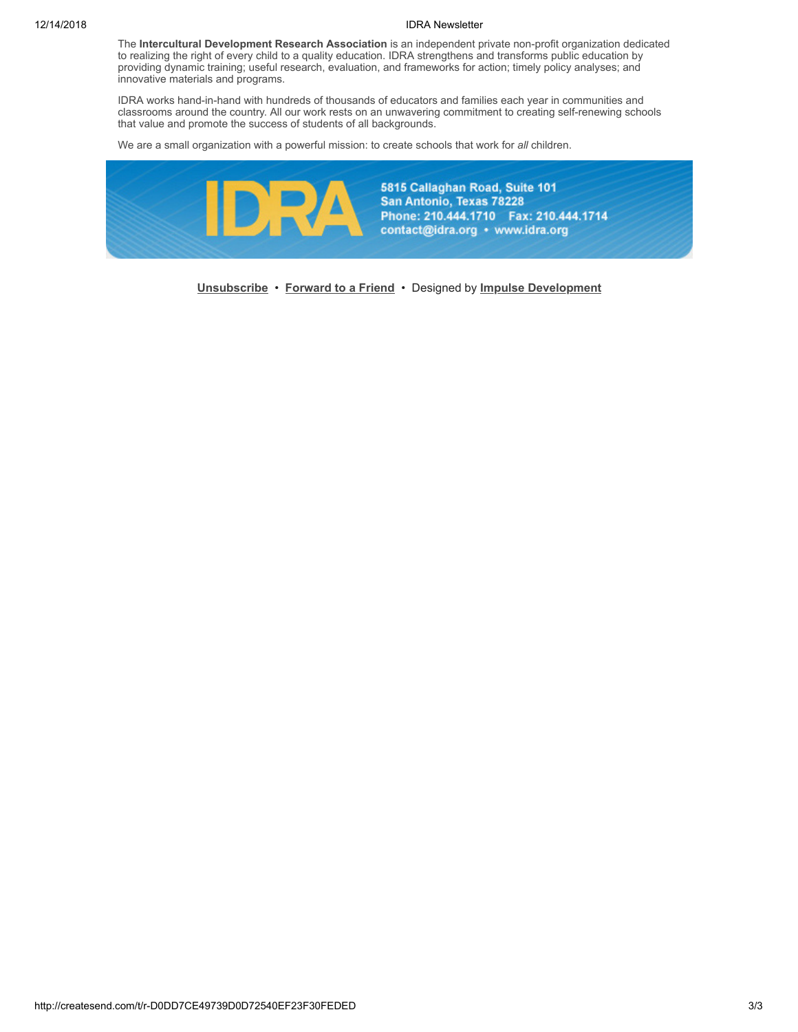The **Intercultural Development Research Association** is an independent private non-profit organization dedicated to realizing the right of every child to a quality education. IDRA strengthens and transforms public education by providing dynamic training; useful research, evaluation, and frameworks for action; timely policy analyses; and innovative materials and programs.

IDRA works hand-in-hand with hundreds of thousands of educators and families each year in communities and classrooms around the country. All our work rests on an unwavering commitment to creating self-renewing schools that value and promote the success of students of all backgrounds.

We are a small organization with a powerful mission: to create schools that work for *all* children.

IDRA

5815 Callaghan Road, Suite 101
San Antonio, Texas 78228
Phone: 210.444.1710 Fax: 210.444.1714
contact@idra.org • www.idra.org

**Unsubscribe** • **Forward to a Friend** • Designed by **Impulse Development**